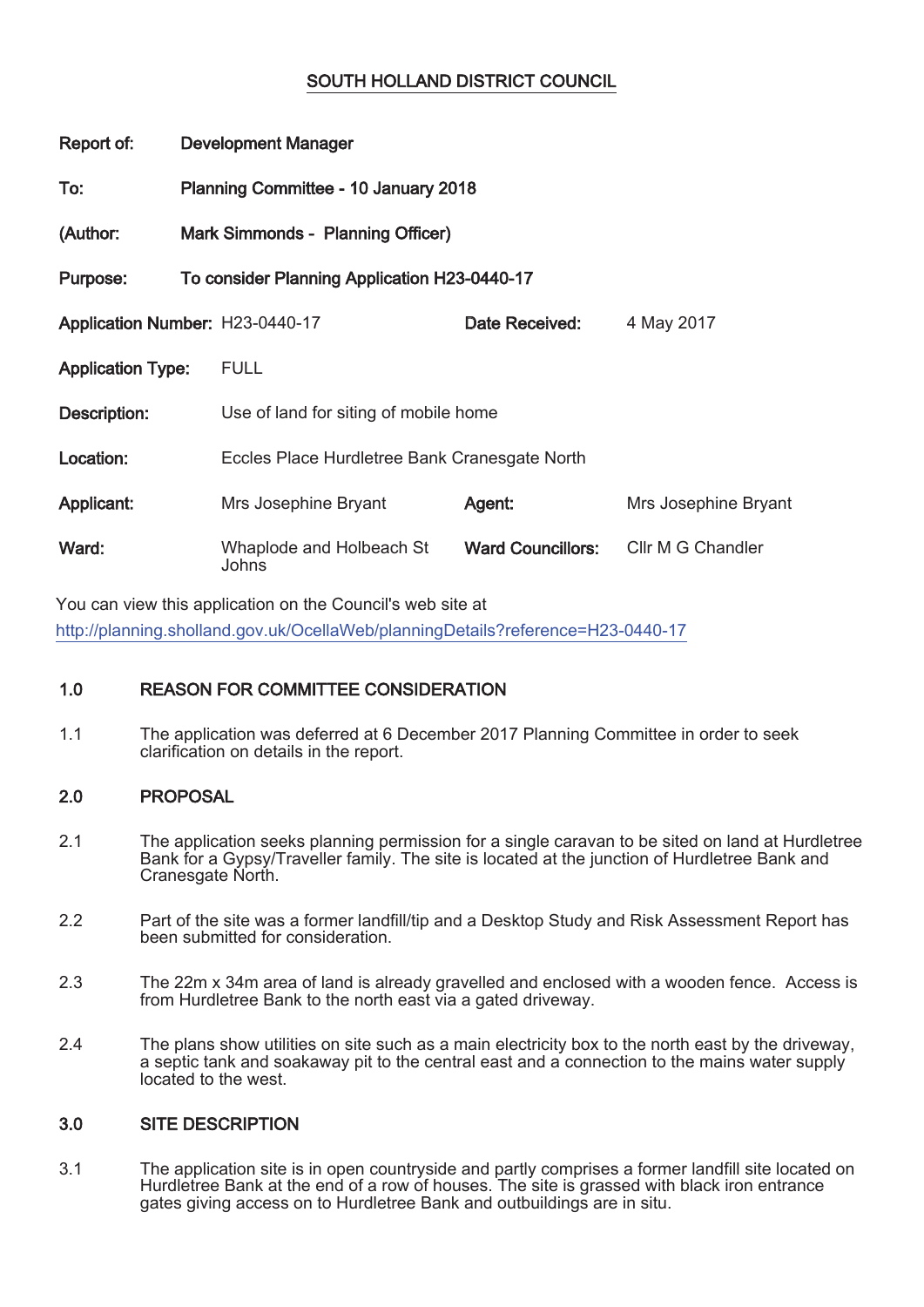# SOUTH HOLLAND DISTRICT COUNCIL

**Report of:** Development Manager

**To:** Planning Committee - 10 January 2018

**(Author:** Mark Simmonds - Planning Officer)

**Purpose:** To consider Planning Application H23-0440-17

| | | | |
|---|---|---|---|
| **Application Number:** | H23-0440-17 | **Date Received:** | 4 May 2017 |
| **Application Type:** | FULL | | |
| **Description:** | Use of land for siting of mobile home | | |
| **Location:** | Eccles Place Hurdletree Bank Cranesgate North | | |
| **Applicant:** | Mrs Josephine Bryant | **Agent:** | Mrs Josephine Bryant |
| **Ward:** | Whaplode and Holbeach St Johns | **Ward Councillors:** | Cllr M G Chandler |

You can view this application on the Council's web site at
http://planning.sholland.gov.uk/OcellaWeb/planningDetails?reference=H23-0440-17

## 1.0 REASON FOR COMMITTEE CONSIDERATION

1.1 The application was deferred at 6 December 2017 Planning Committee in order to seek clarification on details in the report.

## 2.0 PROPOSAL

2.1 The application seeks planning permission for a single caravan to be sited on land at Hurdletree Bank for a Gypsy/Traveller family. The site is located at the junction of Hurdletree Bank and Cranesgate North.

2.2 Part of the site was a former landfill/tip and a Desktop Study and Risk Assessment Report has been submitted for consideration.

2.3 The 22m x 34m area of land is already gravelled and enclosed with a wooden fence. Access is from Hurdletree Bank to the north east via a gated driveway.

2.4 The plans show utilities on site such as a main electricity box to the north east by the driveway, a septic tank and soakaway pit to the central east and a connection to the mains water supply located to the west.

## 3.0 SITE DESCRIPTION

3.1 The application site is in open countryside and partly comprises a former landfill site located on Hurdletree Bank at the end of a row of houses. The site is grassed with black iron entrance gates giving access on to Hurdletree Bank and outbuildings are in situ.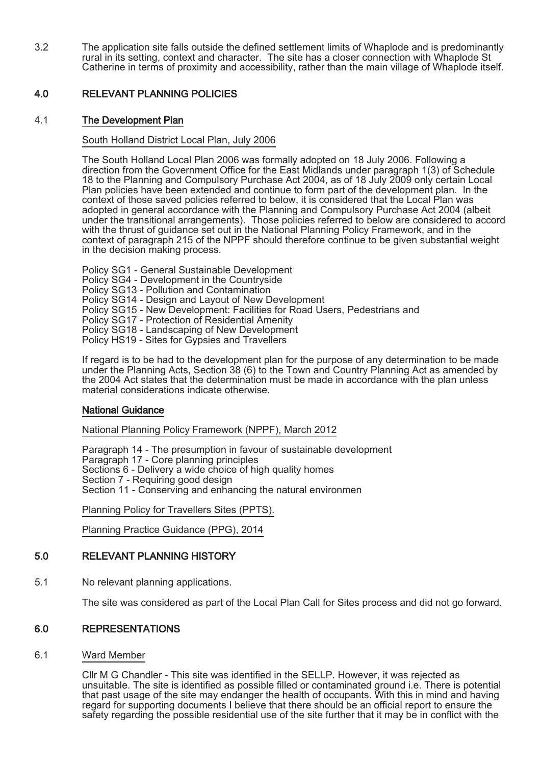3.2 The application site falls outside the defined settlement limits of Whaplode and is predominantly rural in its setting, context and character. The site has a closer connection with Whaplode St Catherine in terms of proximity and accessibility, rather than the main village of Whaplode itself.

## 4.0 RELEVANT PLANNING POLICIES

### 4.1 The Development Plan

South Holland District Local Plan, July 2006

The South Holland Local Plan 2006 was formally adopted on 18 July 2006. Following a direction from the Government Office for the East Midlands under paragraph 1(3) of Schedule 18 to the Planning and Compulsory Purchase Act 2004, as of 18 July 2009 only certain Local Plan policies have been extended and continue to form part of the development plan. In the context of those saved policies referred to below, it is considered that the Local Plan was adopted in general accordance with the Planning and Compulsory Purchase Act 2004 (albeit under the transitional arrangements). Those policies referred to below are considered to accord with the thrust of guidance set out in the National Planning Policy Framework, and in the context of paragraph 215 of the NPPF should therefore continue to be given substantial weight in the decision making process.

Policy SG1 - General Sustainable Development
Policy SG4 - Development in the Countryside
Policy SG13 - Pollution and Contamination
Policy SG14 - Design and Layout of New Development
Policy SG15 - New Development: Facilities for Road Users, Pedestrians and
Policy SG17 - Protection of Residential Amenity
Policy SG18 - Landscaping of New Development
Policy HS19 - Sites for Gypsies and Travellers

If regard is to be had to the development plan for the purpose of any determination to be made under the Planning Acts, Section 38 (6) to the Town and Country Planning Act as amended by the 2004 Act states that the determination must be made in accordance with the plan unless material considerations indicate otherwise.

### National Guidance

National Planning Policy Framework (NPPF), March 2012

Paragraph 14 - The presumption in favour of sustainable development
Paragraph 17 - Core planning principles
Sections 6 - Delivery a wide choice of high quality homes
Section 7 - Requiring good design
Section 11 - Conserving and enhancing the natural environmen

Planning Policy for Travellers Sites (PPTS).

Planning Practice Guidance (PPG), 2014

## 5.0 RELEVANT PLANNING HISTORY

5.1 No relevant planning applications.

The site was considered as part of the Local Plan Call for Sites process and did not go forward.

## 6.0 REPRESENTATIONS

### 6.1 Ward Member

Cllr M G Chandler - This site was identified in the SELLP. However, it was rejected as unsuitable. The site is identified as possible filled or contaminated ground i.e. There is potential that past usage of the site may endanger the health of occupants. With this in mind and having regard for supporting documents I believe that there should be an official report to ensure the safety regarding the possible residential use of the site further that it may be in conflict with the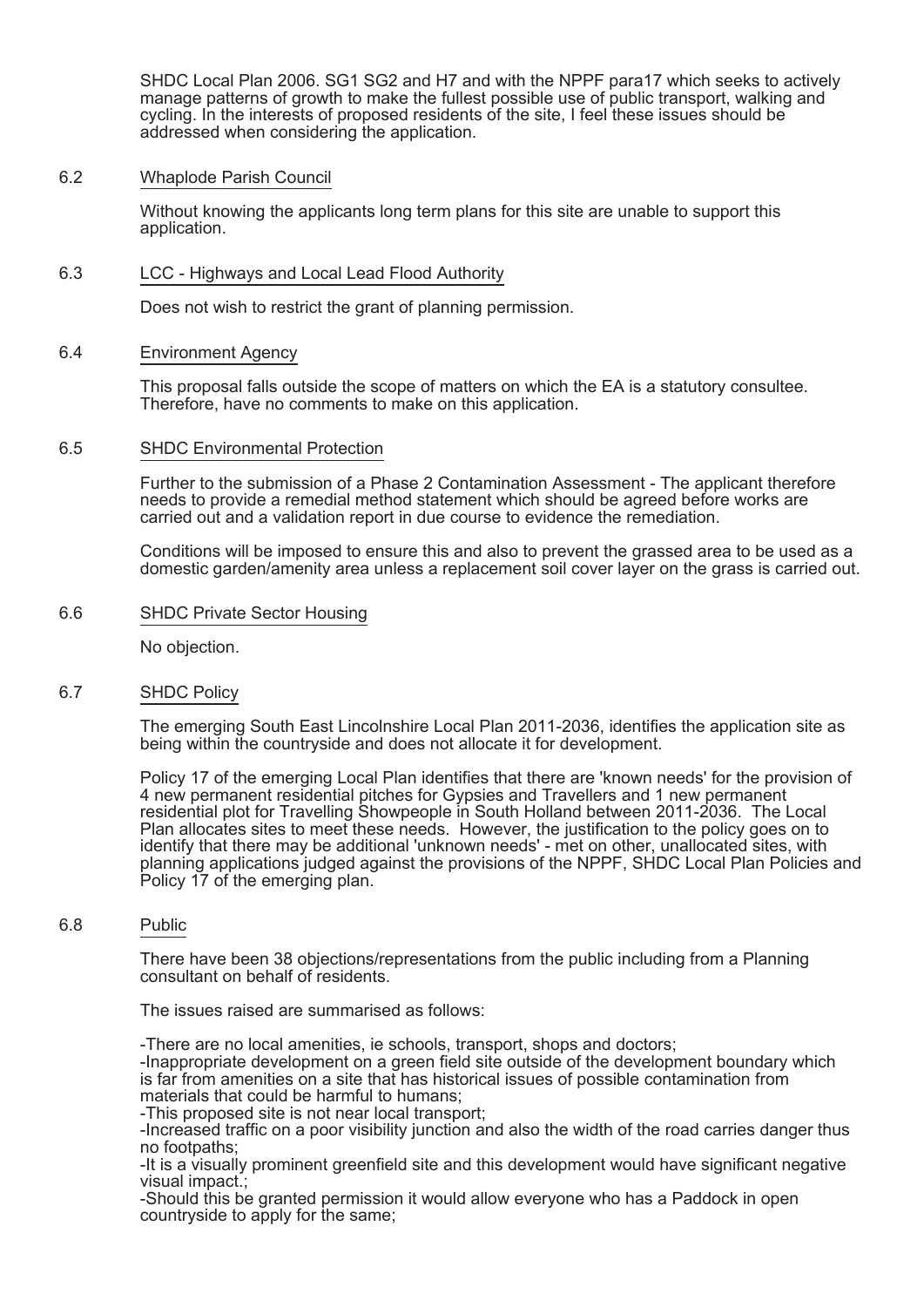SHDC Local Plan 2006. SG1 SG2 and H7 and with the NPPF para17 which seeks to actively manage patterns of growth to make the fullest possible use of public transport, walking and cycling. In the interests of proposed residents of the site, I feel these issues should be addressed when considering the application.

6.2 Whaplode Parish Council

Without knowing the applicants long term plans for this site are unable to support this application.

6.3 LCC - Highways and Local Lead Flood Authority

Does not wish to restrict the grant of planning permission.

6.4 Environment Agency

This proposal falls outside the scope of matters on which the EA is a statutory consultee. Therefore, have no comments to make on this application.

6.5 SHDC Environmental Protection

Further to the submission of a Phase 2 Contamination Assessment - The applicant therefore needs to provide a remedial method statement which should be agreed before works are carried out and a validation report in due course to evidence the remediation.

Conditions will be imposed to ensure this and also to prevent the grassed area to be used as a domestic garden/amenity area unless a replacement soil cover layer on the grass is carried out.

6.6 SHDC Private Sector Housing

No objection.

6.7 SHDC Policy

The emerging South East Lincolnshire Local Plan 2011-2036, identifies the application site as being within the countryside and does not allocate it for development.

Policy 17 of the emerging Local Plan identifies that there are 'known needs' for the provision of 4 new permanent residential pitches for Gypsies and Travellers and 1 new permanent residential plot for Travelling Showpeople in South Holland between 2011-2036. The Local Plan allocates sites to meet these needs. However, the justification to the policy goes on to identify that there may be additional 'unknown needs' - met on other, unallocated sites, with planning applications judged against the provisions of the NPPF, SHDC Local Plan Policies and Policy 17 of the emerging plan.

6.8 Public

There have been 38 objections/representations from the public including from a Planning consultant on behalf of residents.

The issues raised are summarised as follows:

-There are no local amenities, ie schools, transport, shops and doctors;
-Inappropriate development on a green field site outside of the development boundary which is far from amenities on a site that has historical issues of possible contamination from materials that could be harmful to humans;
-This proposed site is not near local transport;
-Increased traffic on a poor visibility junction and also the width of the road carries danger thus no footpaths;
-It is a visually prominent greenfield site and this development would have significant negative visual impact.;
-Should this be granted permission it would allow everyone who has a Paddock in open countryside to apply for the same;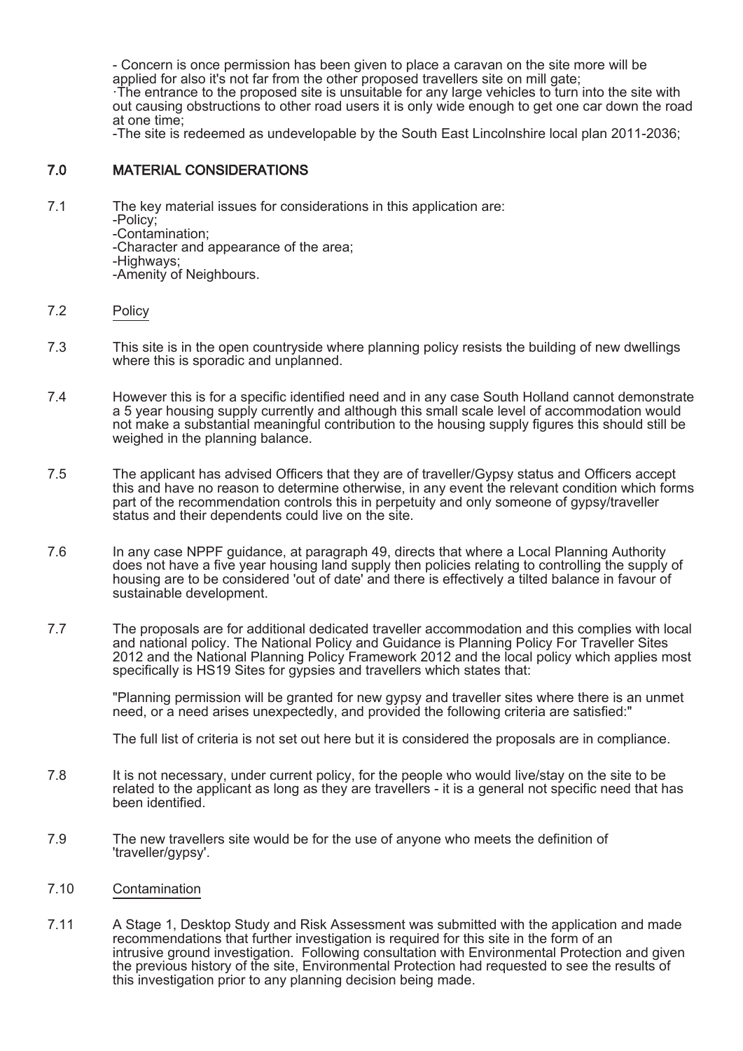- Concern is once permission has been given to place a caravan on the site more will be applied for also it's not far from the other proposed travellers site on mill gate;
·The entrance to the proposed site is unsuitable for any large vehicles to turn into the site with out causing obstructions to other road users it is only wide enough to get one car down the road at one time;
-The site is redeemed as undevelopable by the South East Lincolnshire local plan 2011-2036;

## 7.0 MATERIAL CONSIDERATIONS

7.1 The key material issues for considerations in this application are:
-Policy;
-Contamination;
-Character and appearance of the area;
-Highways;
-Amenity of Neighbours.

7.2 Policy

7.3 This site is in the open countryside where planning policy resists the building of new dwellings where this is sporadic and unplanned.

7.4 However this is for a specific identified need and in any case South Holland cannot demonstrate a 5 year housing supply currently and although this small scale level of accommodation would not make a substantial meaningful contribution to the housing supply figures this should still be weighed in the planning balance.

7.5 The applicant has advised Officers that they are of traveller/Gypsy status and Officers accept this and have no reason to determine otherwise, in any event the relevant condition which forms part of the recommendation controls this in perpetuity and only someone of gypsy/traveller status and their dependents could live on the site.

7.6 In any case NPPF guidance, at paragraph 49, directs that where a Local Planning Authority does not have a five year housing land supply then policies relating to controlling the supply of housing are to be considered 'out of date' and there is effectively a tilted balance in favour of sustainable development.

7.7 The proposals are for additional dedicated traveller accommodation and this complies with local and national policy. The National Policy and Guidance is Planning Policy For Traveller Sites 2012 and the National Planning Policy Framework 2012 and the local policy which applies most specifically is HS19 Sites for gypsies and travellers which states that:

"Planning permission will be granted for new gypsy and traveller sites where there is an unmet need, or a need arises unexpectedly, and provided the following criteria are satisfied:"

The full list of criteria is not set out here but it is considered the proposals are in compliance.

7.8 It is not necessary, under current policy, for the people who would live/stay on the site to be related to the applicant as long as they are travellers - it is a general not specific need that has been identified.

7.9 The new travellers site would be for the use of anyone who meets the definition of 'traveller/gypsy'.

7.10 Contamination

7.11 A Stage 1, Desktop Study and Risk Assessment was submitted with the application and made recommendations that further investigation is required for this site in the form of an intrusive ground investigation. Following consultation with Environmental Protection and given the previous history of the site, Environmental Protection had requested to see the results of this investigation prior to any planning decision being made.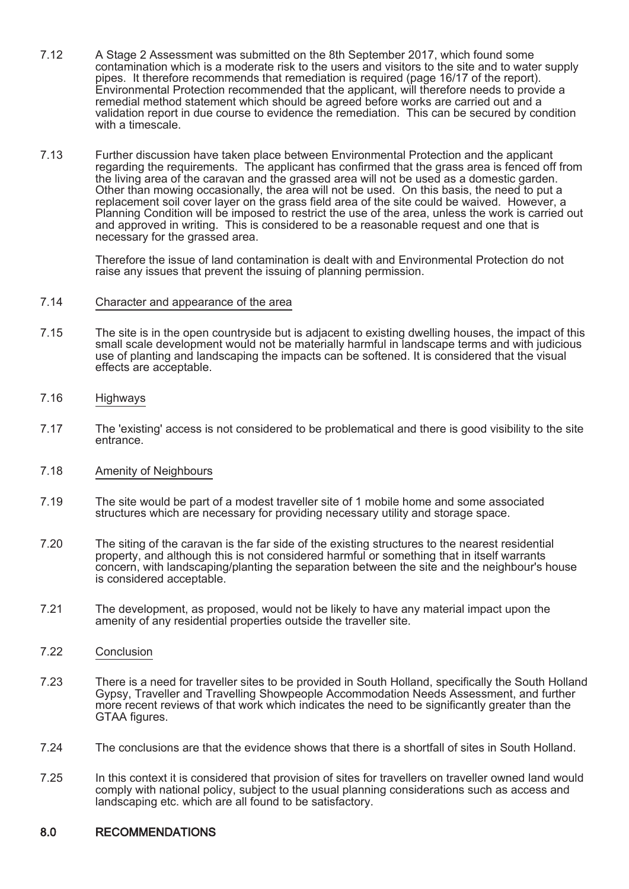7.12 A Stage 2 Assessment was submitted on the 8th September 2017, which found some contamination which is a moderate risk to the users and visitors to the site and to water supply pipes. It therefore recommends that remediation is required (page 16/17 of the report). Environmental Protection recommended that the applicant, will therefore needs to provide a remedial method statement which should be agreed before works are carried out and a validation report in due course to evidence the remediation. This can be secured by condition with a timescale.

7.13 Further discussion have taken place between Environmental Protection and the applicant regarding the requirements. The applicant has confirmed that the grass area is fenced off from the living area of the caravan and the grassed area will not be used as a domestic garden. Other than mowing occasionally, the area will not be used. On this basis, the need to put a replacement soil cover layer on the grass field area of the site could be waived. However, a Planning Condition will be imposed to restrict the use of the area, unless the work is carried out and approved in writing. This is considered to be a reasonable request and one that is necessary for the grassed area.

Therefore the issue of land contamination is dealt with and Environmental Protection do not raise any issues that prevent the issuing of planning permission.

7.14 Character and appearance of the area

7.15 The site is in the open countryside but is adjacent to existing dwelling houses, the impact of this small scale development would not be materially harmful in landscape terms and with judicious use of planting and landscaping the impacts can be softened. It is considered that the visual effects are acceptable.

7.16 Highways

7.17 The 'existing' access is not considered to be problematical and there is good visibility to the site entrance.

7.18 Amenity of Neighbours

7.19 The site would be part of a modest traveller site of 1 mobile home and some associated structures which are necessary for providing necessary utility and storage space.

7.20 The siting of the caravan is the far side of the existing structures to the nearest residential property, and although this is not considered harmful or something that in itself warrants concern, with landscaping/planting the separation between the site and the neighbour's house is considered acceptable.

7.21 The development, as proposed, would not be likely to have any material impact upon the amenity of any residential properties outside the traveller site.

7.22 Conclusion

7.23 There is a need for traveller sites to be provided in South Holland, specifically the South Holland Gypsy, Traveller and Travelling Showpeople Accommodation Needs Assessment, and further more recent reviews of that work which indicates the need to be significantly greater than the GTAA figures.

7.24 The conclusions are that the evidence shows that there is a shortfall of sites in South Holland.

7.25 In this context it is considered that provision of sites for travellers on traveller owned land would comply with national policy, subject to the usual planning considerations such as access and landscaping etc. which are all found to be satisfactory.

## 8.0 RECOMMENDATIONS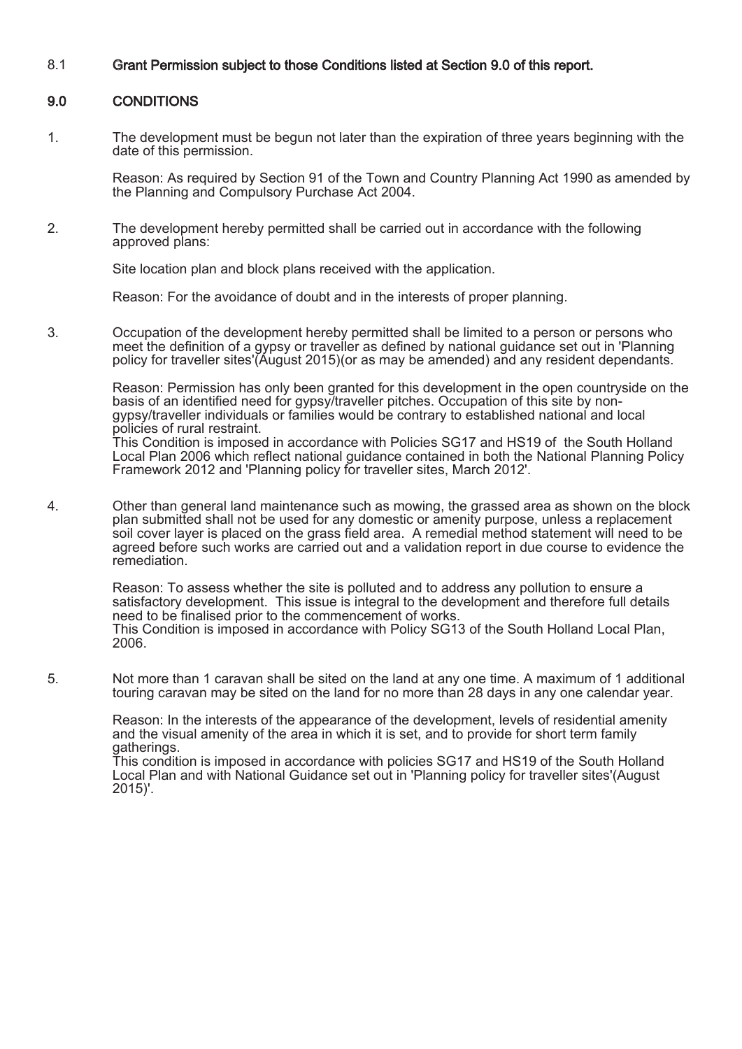8.1 **Grant Permission subject to those Conditions listed at Section 9.0 of this report.**

## 9.0 CONDITIONS

1. The development must be begun not later than the expiration of three years beginning with the date of this permission.

   Reason: As required by Section 91 of the Town and Country Planning Act 1990 as amended by the Planning and Compulsory Purchase Act 2004.

2. The development hereby permitted shall be carried out in accordance with the following approved plans:

   Site location plan and block plans received with the application.

   Reason: For the avoidance of doubt and in the interests of proper planning.

3. Occupation of the development hereby permitted shall be limited to a person or persons who meet the definition of a gypsy or traveller as defined by national guidance set out in 'Planning policy for traveller sites'(August 2015)(or as may be amended) and any resident dependants.

   Reason: Permission has only been granted for this development in the open countryside on the basis of an identified need for gypsy/traveller pitches. Occupation of this site by non-gypsy/traveller individuals or families would be contrary to established national and local policies of rural restraint.
   This Condition is imposed in accordance with Policies SG17 and HS19 of the South Holland Local Plan 2006 which reflect national guidance contained in both the National Planning Policy Framework 2012 and 'Planning policy for traveller sites, March 2012'.

4. Other than general land maintenance such as mowing, the grassed area as shown on the block plan submitted shall not be used for any domestic or amenity purpose, unless a replacement soil cover layer is placed on the grass field area. A remedial method statement will need to be agreed before such works are carried out and a validation report in due course to evidence the remediation.

   Reason: To assess whether the site is polluted and to address any pollution to ensure a satisfactory development. This issue is integral to the development and therefore full details need to be finalised prior to the commencement of works.
   This Condition is imposed in accordance with Policy SG13 of the South Holland Local Plan, 2006.

5. Not more than 1 caravan shall be sited on the land at any one time. A maximum of 1 additional touring caravan may be sited on the land for no more than 28 days in any one calendar year.

   Reason: In the interests of the appearance of the development, levels of residential amenity and the visual amenity of the area in which it is set, and to provide for short term family gatherings.
   This condition is imposed in accordance with policies SG17 and HS19 of the South Holland Local Plan and with National Guidance set out in 'Planning policy for traveller sites'(August 2015)'.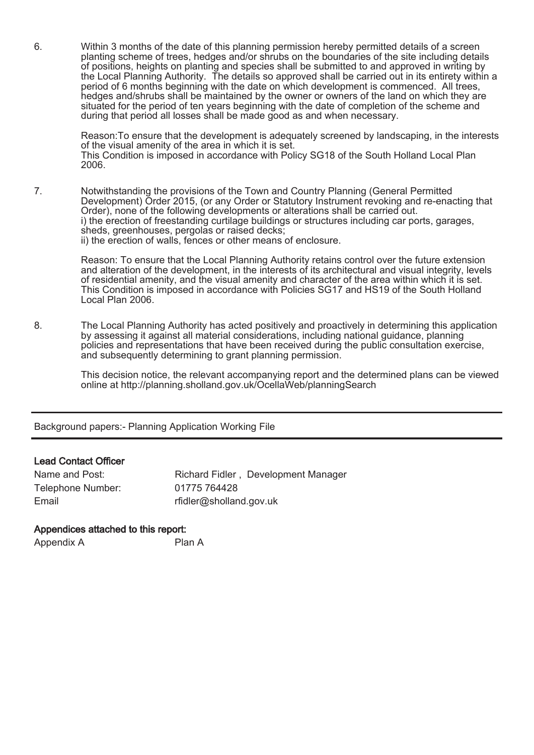6. Within 3 months of the date of this planning permission hereby permitted details of a screen planting scheme of trees, hedges and/or shrubs on the boundaries of the site including details of positions, heights on planting and species shall be submitted to and approved in writing by the Local Planning Authority. The details so approved shall be carried out in its entirety within a period of 6 months beginning with the date on which development is commenced. All trees, hedges and/shrubs shall be maintained by the owner or owners of the land on which they are situated for the period of ten years beginning with the date of completion of the scheme and during that period all losses shall be made good as and when necessary.

   Reason:To ensure that the development is adequately screened by landscaping, in the interests of the visual amenity of the area in which it is set.
   This Condition is imposed in accordance with Policy SG18 of the South Holland Local Plan 2006.

7. Notwithstanding the provisions of the Town and Country Planning (General Permitted Development) Order 2015, (or any Order or Statutory Instrument revoking and re-enacting that Order), none of the following developments or alterations shall be carried out.
   i) the erection of freestanding curtilage buildings or structures including car ports, garages, sheds, greenhouses, pergolas or raised decks;
   ii) the erection of walls, fences or other means of enclosure.

   Reason: To ensure that the Local Planning Authority retains control over the future extension and alteration of the development, in the interests of its architectural and visual integrity, levels of residential amenity, and the visual amenity and character of the area within which it is set.
   This Condition is imposed in accordance with Policies SG17 and HS19 of the South Holland Local Plan 2006.

8. The Local Planning Authority has acted positively and proactively in determining this application by assessing it against all material considerations, including national guidance, planning policies and representations that have been received during the public consultation exercise, and subsequently determining to grant planning permission.

   This decision notice, the relevant accompanying report and the determined plans can be viewed online at http://planning.sholland.gov.uk/OcellaWeb/planningSearch

---

Background papers:- Planning Application Working File

---

**Lead Contact Officer**

| | |
|---|---|
| Name and Post: | Richard Fidler , Development Manager |
| Telephone Number: | 01775 764428 |
| Email | rfidler@sholland.gov.uk |

**Appendices attached to this report:**

| | |
|---|---|
| Appendix A | Plan A |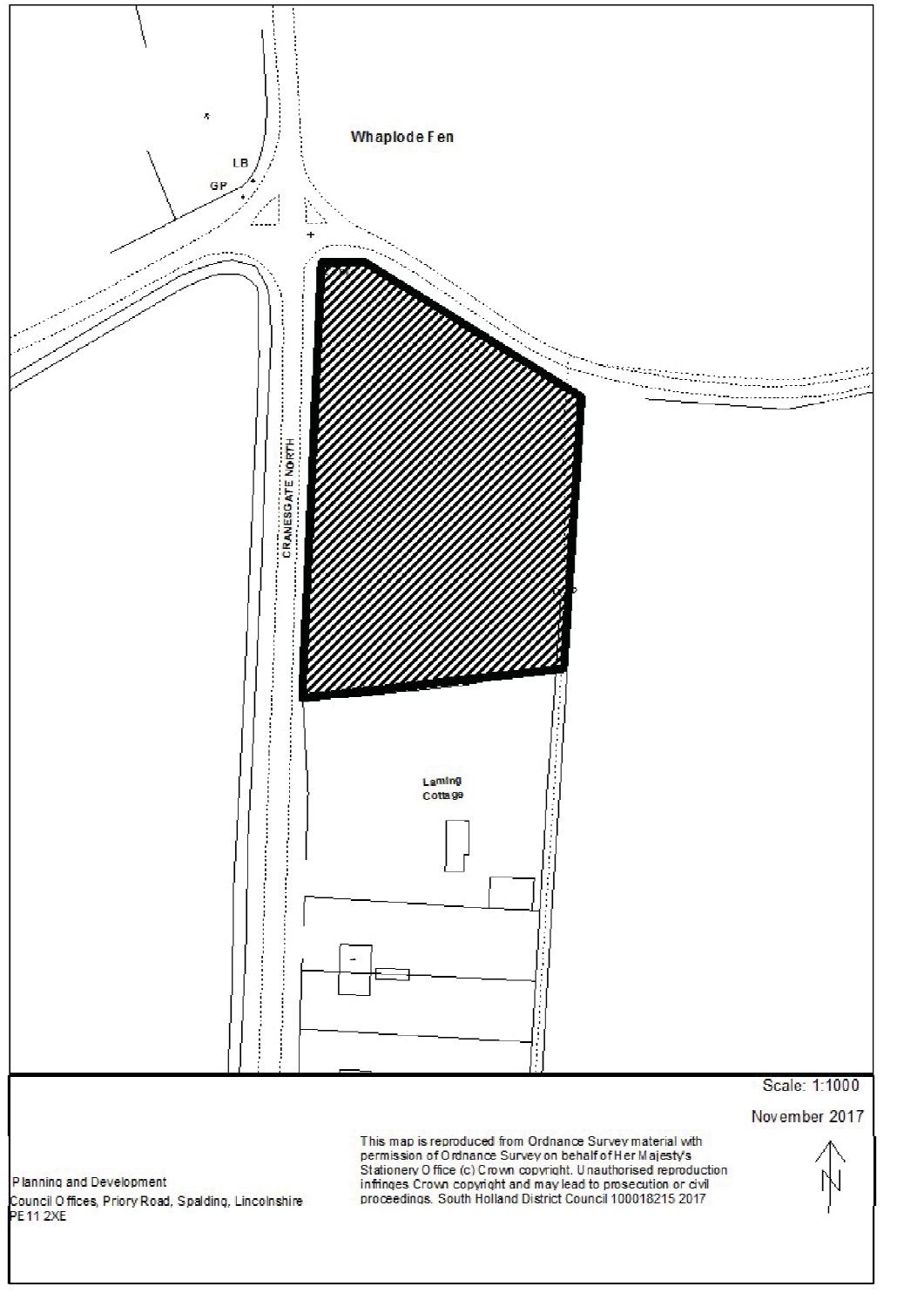Whaplode Fen

LB

GP

CRANESGATE NORTH

Laming Cottage

Scale: 1:1000

November 2017

This map is reproduced from Ordnance Survey material with permission of Ordnance Survey on behalf of Her Majesty's Stationery Office (c) Crown copyright. Unauthorised reproduction infringes Crown copyright and may lead to prosecution or civil proceedings. South Holland District Council 100018215 2017

Planning and Development
Council Offices, Priory Road, Spalding, Lincolnshire
PE11 2XE

N